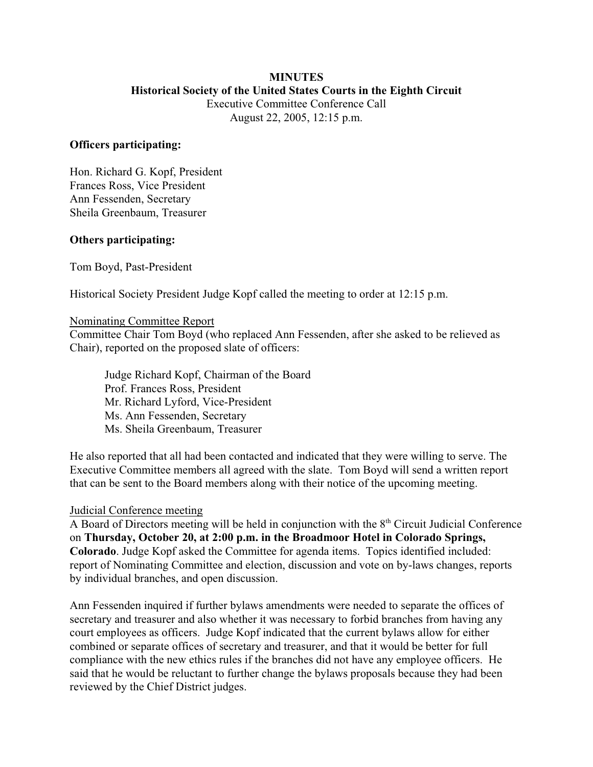**MINUTES**
**Historical Society of the United States Courts in the Eighth Circuit**
Executive Committee Conference Call
August 22, 2005, 12:15 p.m.

**Officers participating:**

Hon. Richard G. Kopf, President
Frances Ross, Vice President
Ann Fessenden, Secretary
Sheila Greenbaum, Treasurer

**Others participating:**

Tom Boyd, Past-President

Historical Society President Judge Kopf called the meeting to order at 12:15 p.m.

Nominating Committee Report

Committee Chair Tom Boyd (who replaced Ann Fessenden, after she asked to be relieved as Chair), reported on the proposed slate of officers:

> Judge Richard Kopf, Chairman of the Board
> Prof. Frances Ross, President
> Mr. Richard Lyford, Vice-President
> Ms. Ann Fessenden, Secretary
> Ms. Sheila Greenbaum, Treasurer

He also reported that all had been contacted and indicated that they were willing to serve. The Executive Committee members all agreed with the slate. Tom Boyd will send a written report that can be sent to the Board members along with their notice of the upcoming meeting.

Judicial Conference meeting

A Board of Directors meeting will be held in conjunction with the 8th Circuit Judicial Conference on **Thursday, October 20, at 2:00 p.m. in the Broadmoor Hotel in Colorado Springs, Colorado**. Judge Kopf asked the Committee for agenda items. Topics identified included: report of Nominating Committee and election, discussion and vote on by-laws changes, reports by individual branches, and open discussion.

Ann Fessenden inquired if further bylaws amendments were needed to separate the offices of secretary and treasurer and also whether it was necessary to forbid branches from having any court employees as officers. Judge Kopf indicated that the current bylaws allow for either combined or separate offices of secretary and treasurer, and that it would be better for full compliance with the new ethics rules if the branches did not have any employee officers. He said that he would be reluctant to further change the bylaws proposals because they had been reviewed by the Chief District judges.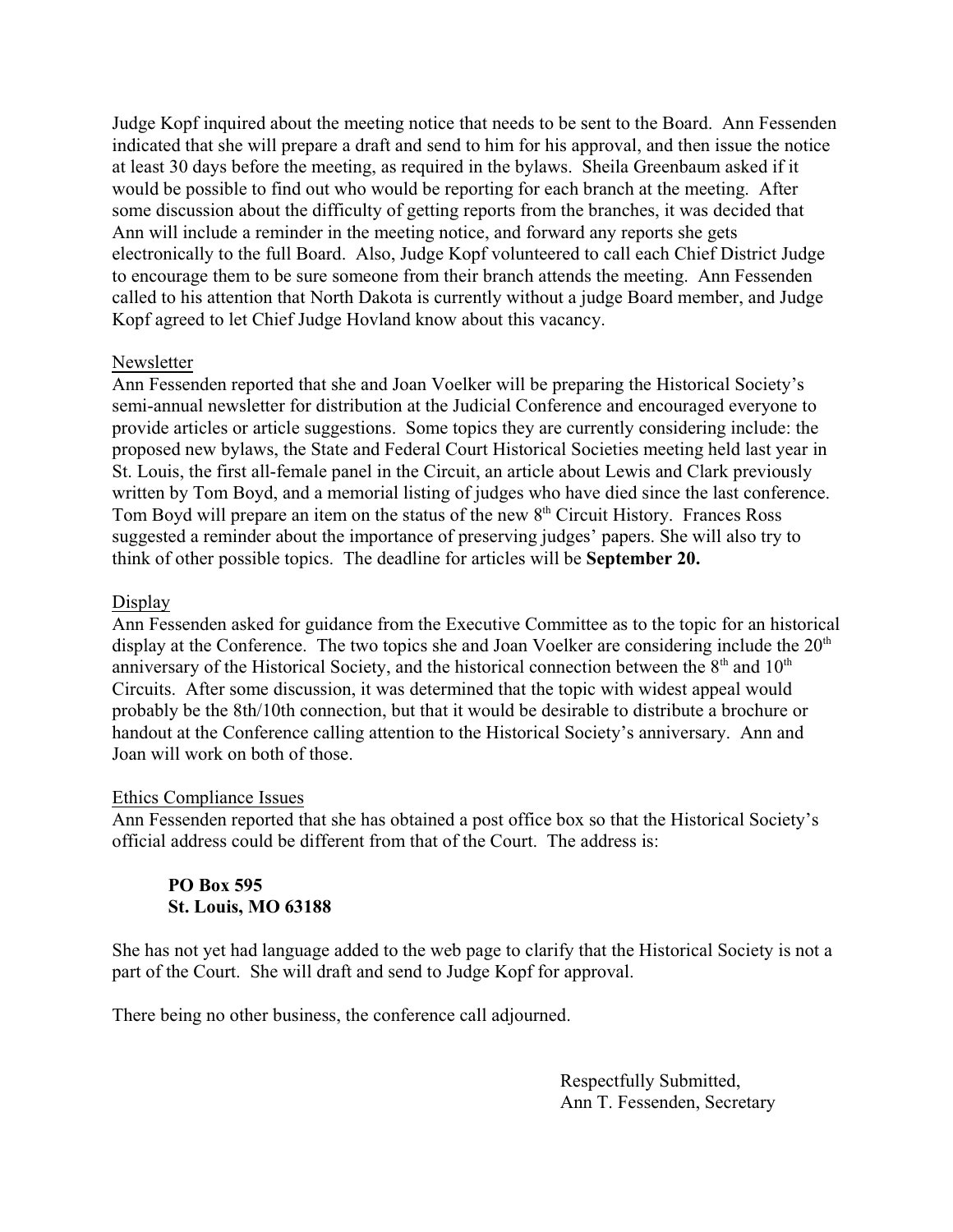Judge Kopf inquired about the meeting notice that needs to be sent to the Board. Ann Fessenden indicated that she will prepare a draft and send to him for his approval, and then issue the notice at least 30 days before the meeting, as required in the bylaws. Sheila Greenbaum asked if it would be possible to find out who would be reporting for each branch at the meeting. After some discussion about the difficulty of getting reports from the branches, it was decided that Ann will include a reminder in the meeting notice, and forward any reports she gets electronically to the full Board. Also, Judge Kopf volunteered to call each Chief District Judge to encourage them to be sure someone from their branch attends the meeting. Ann Fessenden called to his attention that North Dakota is currently without a judge Board member, and Judge Kopf agreed to let Chief Judge Hovland know about this vacancy.

Newsletter

Ann Fessenden reported that she and Joan Voelker will be preparing the Historical Society's semi-annual newsletter for distribution at the Judicial Conference and encouraged everyone to provide articles or article suggestions. Some topics they are currently considering include: the proposed new bylaws, the State and Federal Court Historical Societies meeting held last year in St. Louis, the first all-female panel in the Circuit, an article about Lewis and Clark previously written by Tom Boyd, and a memorial listing of judges who have died since the last conference. Tom Boyd will prepare an item on the status of the new 8th Circuit History. Frances Ross suggested a reminder about the importance of preserving judges' papers. She will also try to think of other possible topics. The deadline for articles will be **September 20.**

Display

Ann Fessenden asked for guidance from the Executive Committee as to the topic for an historical display at the Conference. The two topics she and Joan Voelker are considering include the 20th anniversary of the Historical Society, and the historical connection between the 8th and 10th Circuits. After some discussion, it was determined that the topic with widest appeal would probably be the 8th/10th connection, but that it would be desirable to distribute a brochure or handout at the Conference calling attention to the Historical Society's anniversary. Ann and Joan will work on both of those.

Ethics Compliance Issues

Ann Fessenden reported that she has obtained a post office box so that the Historical Society's official address could be different from that of the Court. The address is:

**PO Box 595**
**St. Louis, MO 63188**

She has not yet had language added to the web page to clarify that the Historical Society is not a part of the Court. She will draft and send to Judge Kopf for approval.

There being no other business, the conference call adjourned.

Respectfully Submitted,
Ann T. Fessenden, Secretary